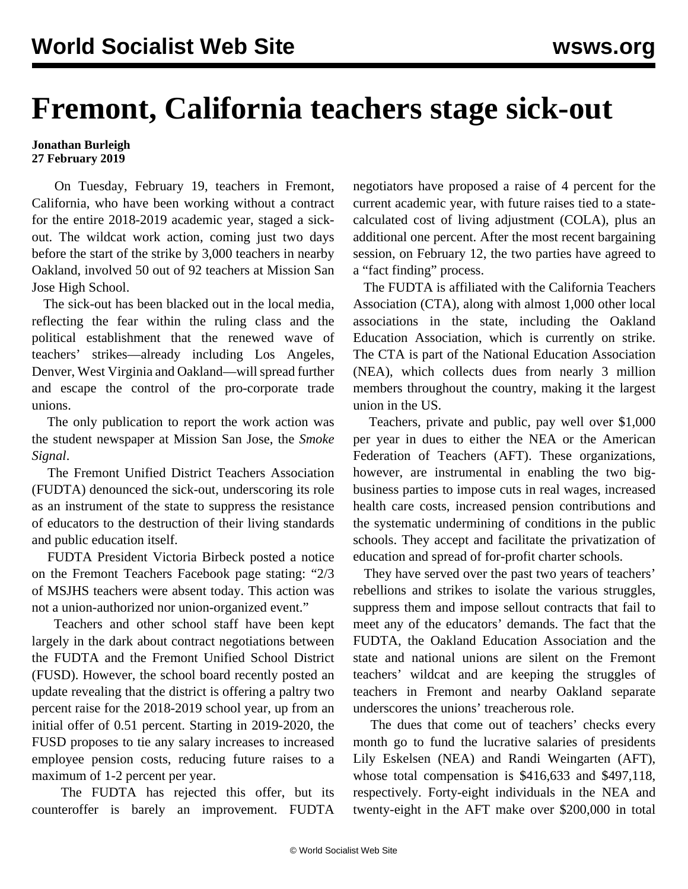# Fremont, California teachers stage sick-out

**Jonathan Burleigh**
**27 February 2019**

On Tuesday, February 19, teachers in Fremont, California, who have been working without a contract for the entire 2018-2019 academic year, staged a sick-out. The wildcat work action, coming just two days before the start of the strike by 3,000 teachers in nearby Oakland, involved 50 out of 92 teachers at Mission San Jose High School.

The sick-out has been blacked out in the local media, reflecting the fear within the ruling class and the political establishment that the renewed wave of teachers' strikes—already including Los Angeles, Denver, West Virginia and Oakland—will spread further and escape the control of the pro-corporate trade unions.

The only publication to report the work action was the student newspaper at Mission San Jose, the *Smoke Signal*.

The Fremont Unified District Teachers Association (FUDTA) denounced the sick-out, underscoring its role as an instrument of the state to suppress the resistance of educators to the destruction of their living standards and public education itself.

FUDTA President Victoria Birbeck posted a notice on the Fremont Teachers Facebook page stating: "2/3 of MSJHS teachers were absent today. This action was not a union-authorized nor union-organized event."

Teachers and other school staff have been kept largely in the dark about contract negotiations between the FUDTA and the Fremont Unified School District (FUSD). However, the school board recently posted an update revealing that the district is offering a paltry two percent raise for the 2018-2019 school year, up from an initial offer of 0.51 percent. Starting in 2019-2020, the FUSD proposes to tie any salary increases to increased employee pension costs, reducing future raises to a maximum of 1-2 percent per year.

The FUDTA has rejected this offer, but its counteroffer is barely an improvement. FUDTA negotiators have proposed a raise of 4 percent for the current academic year, with future raises tied to a state-calculated cost of living adjustment (COLA), plus an additional one percent. After the most recent bargaining session, on February 12, the two parties have agreed to a "fact finding" process.

The FUDTA is affiliated with the California Teachers Association (CTA), along with almost 1,000 other local associations in the state, including the Oakland Education Association, which is currently on strike. The CTA is part of the National Education Association (NEA), which collects dues from nearly 3 million members throughout the country, making it the largest union in the US.

Teachers, private and public, pay well over $1,000 per year in dues to either the NEA or the American Federation of Teachers (AFT). These organizations, however, are instrumental in enabling the two big-business parties to impose cuts in real wages, increased health care costs, increased pension contributions and the systematic undermining of conditions in the public schools. They accept and facilitate the privatization of education and spread of for-profit charter schools.

They have served over the past two years of teachers' rebellions and strikes to isolate the various struggles, suppress them and impose sellout contracts that fail to meet any of the educators' demands. The fact that the FUDTA, the Oakland Education Association and the state and national unions are silent on the Fremont teachers' wildcat and are keeping the struggles of teachers in Fremont and nearby Oakland separate underscores the unions' treacherous role.

The dues that come out of teachers' checks every month go to fund the lucrative salaries of presidents Lily Eskelsen (NEA) and Randi Weingarten (AFT), whose total compensation is $416,633 and $497,118, respectively. Forty-eight individuals in the NEA and twenty-eight in the AFT make over $200,000 in total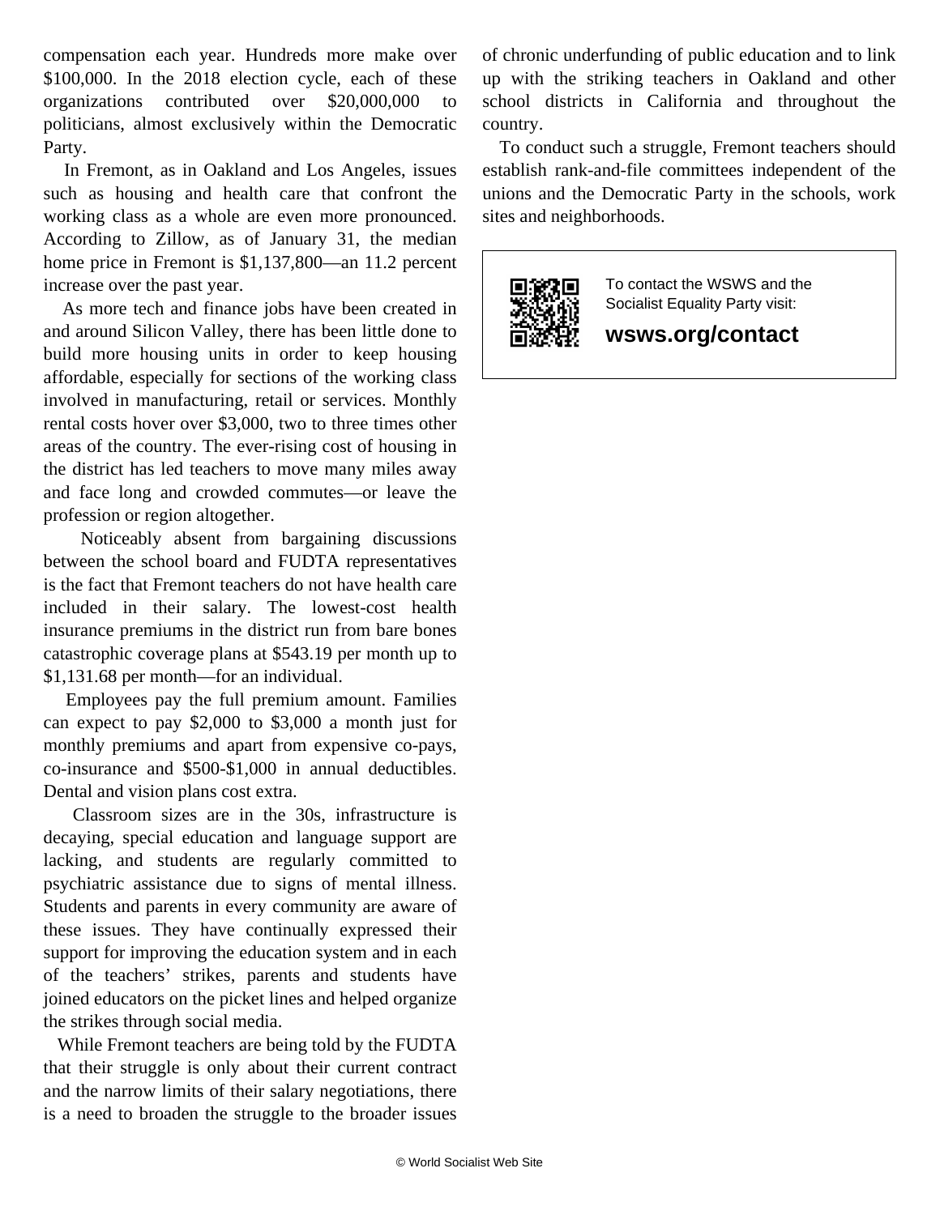compensation each year. Hundreds more make over $100,000. In the 2018 election cycle, each of these organizations contributed over $20,000,000 to politicians, almost exclusively within the Democratic Party.

In Fremont, as in Oakland and Los Angeles, issues such as housing and health care that confront the working class as a whole are even more pronounced. According to Zillow, as of January 31, the median home price in Fremont is $1,137,800—an 11.2 percent increase over the past year.

As more tech and finance jobs have been created in and around Silicon Valley, there has been little done to build more housing units in order to keep housing affordable, especially for sections of the working class involved in manufacturing, retail or services. Monthly rental costs hover over $3,000, two to three times other areas of the country. The ever-rising cost of housing in the district has led teachers to move many miles away and face long and crowded commutes—or leave the profession or region altogether.

Noticeably absent from bargaining discussions between the school board and FUDTA representatives is the fact that Fremont teachers do not have health care included in their salary. The lowest-cost health insurance premiums in the district run from bare bones catastrophic coverage plans at $543.19 per month up to $1,131.68 per month—for an individual.

Employees pay the full premium amount. Families can expect to pay $2,000 to $3,000 a month just for monthly premiums and apart from expensive co-pays, co-insurance and $500-$1,000 in annual deductibles. Dental and vision plans cost extra.

Classroom sizes are in the 30s, infrastructure is decaying, special education and language support are lacking, and students are regularly committed to psychiatric assistance due to signs of mental illness. Students and parents in every community are aware of these issues. They have continually expressed their support for improving the education system and in each of the teachers' strikes, parents and students have joined educators on the picket lines and helped organize the strikes through social media.

While Fremont teachers are being told by the FUDTA that their struggle is only about their current contract and the narrow limits of their salary negotiations, there is a need to broaden the struggle to the broader issues of chronic underfunding of public education and to link up with the striking teachers in Oakland and other school districts in California and throughout the country.

To conduct such a struggle, Fremont teachers should establish rank-and-file committees independent of the unions and the Democratic Party in the schools, work sites and neighborhoods.

To contact the WSWS and the Socialist Equality Party visit:

**wsws.org/contact**